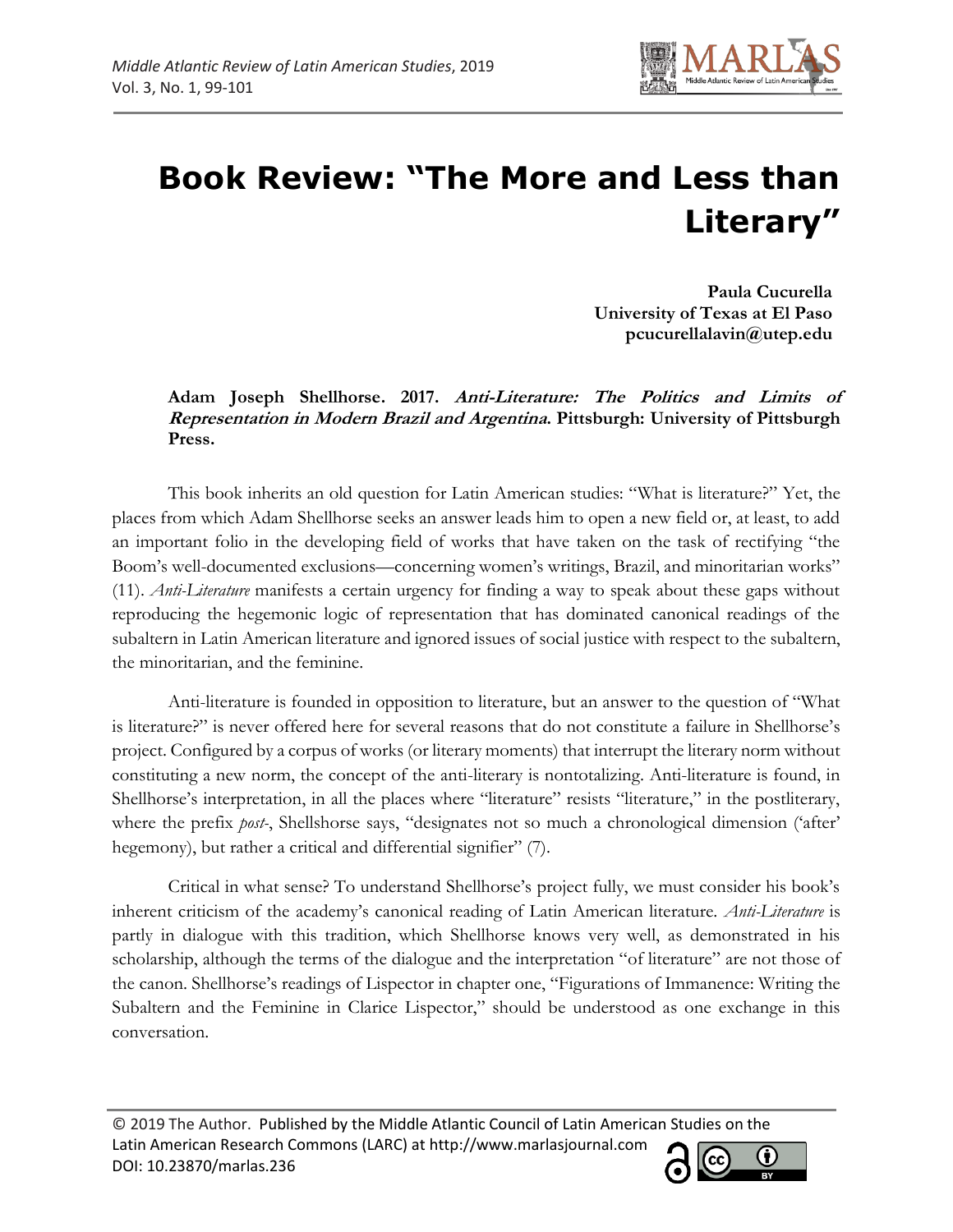# Book Review: "The More and Less than Literary"

**Paula Cucurella**
**University of Texas at El Paso**
**pcucurellalavin@utep.edu**

**Adam Joseph Shellhorse. 2017. *Anti-Literature: The Politics and Limits of Representation in Modern Brazil and Argentina*. Pittsburgh: University of Pittsburgh Press.**

This book inherits an old question for Latin American studies: "What is literature?" Yet, the places from which Adam Shellhorse seeks an answer leads him to open a new field or, at least, to add an important folio in the developing field of works that have taken on the task of rectifying "the Boom's well-documented exclusions—concerning women's writings, Brazil, and minoritarian works" (11). *Anti-Literature* manifests a certain urgency for finding a way to speak about these gaps without reproducing the hegemonic logic of representation that has dominated canonical readings of the subaltern in Latin American literature and ignored issues of social justice with respect to the subaltern, the minoritarian, and the feminine.

Anti-literature is founded in opposition to literature, but an answer to the question of "What is literature?" is never offered here for several reasons that do not constitute a failure in Shellhorse's project. Configured by a corpus of works (or literary moments) that interrupt the literary norm without constituting a new norm, the concept of the anti-literary is nontotalizing. Anti-literature is found, in Shellhorse's interpretation, in all the places where "literature" resists "literature," in the postliterary, where the prefix *post-*, Shellshorse says, "designates not so much a chronological dimension ('after' hegemony), but rather a critical and differential signifier" (7).

Critical in what sense? To understand Shellhorse's project fully, we must consider his book's inherent criticism of the academy's canonical reading of Latin American literature. *Anti-Literature* is partly in dialogue with this tradition, which Shellhorse knows very well, as demonstrated in his scholarship, although the terms of the dialogue and the interpretation "of literature" are not those of the canon. Shellhorse's readings of Lispector in chapter one, "Figurations of Immanence: Writing the Subaltern and the Feminine in Clarice Lispector," should be understood as one exchange in this conversation.

© 2019 The Author. Published by the Middle Atlantic Council of Latin American Studies on the Latin American Research Commons (LARC) at http://www.marlasjournal.com
DOI: 10.23870/marlas.236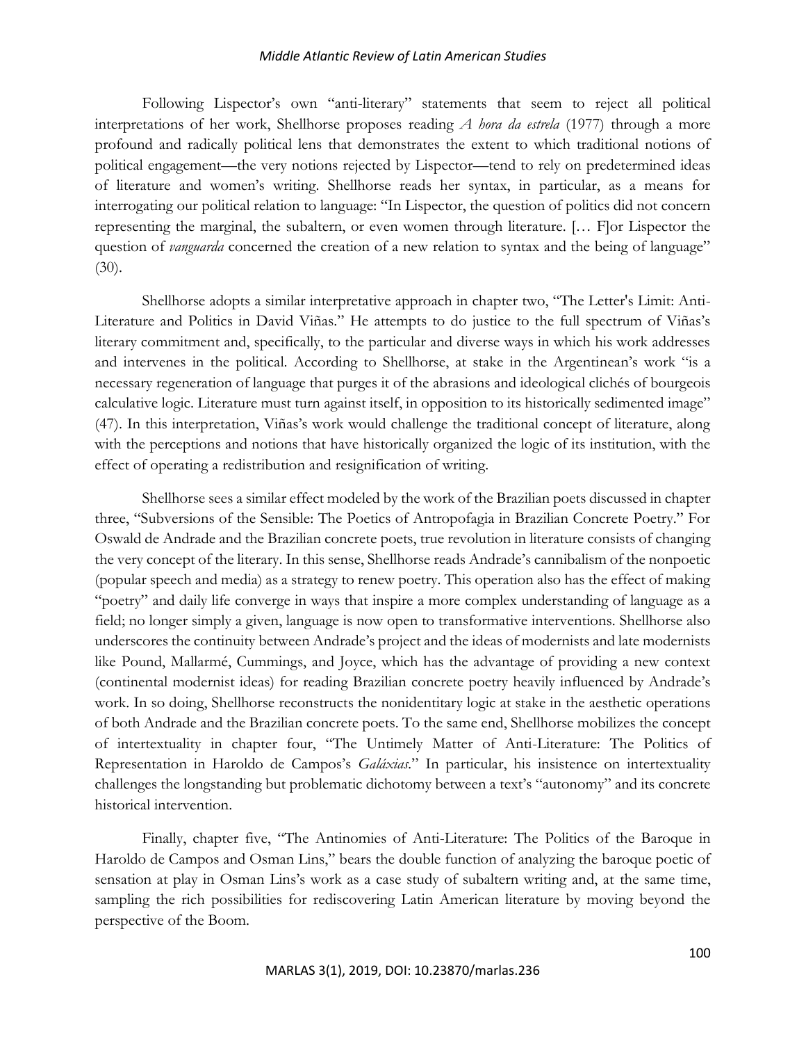Following Lispector's own "anti-literary" statements that seem to reject all political interpretations of her work, Shellhorse proposes reading *A hora da estrela* (1977) through a more profound and radically political lens that demonstrates the extent to which traditional notions of political engagement—the very notions rejected by Lispector—tend to rely on predetermined ideas of literature and women's writing. Shellhorse reads her syntax, in particular, as a means for interrogating our political relation to language: "In Lispector, the question of politics did not concern representing the marginal, the subaltern, or even women through literature. [… F]or Lispector the question of *vanguarda* concerned the creation of a new relation to syntax and the being of language" (30).

Shellhorse adopts a similar interpretative approach in chapter two, "The Letter's Limit: Anti-Literature and Politics in David Viñas." He attempts to do justice to the full spectrum of Viñas's literary commitment and, specifically, to the particular and diverse ways in which his work addresses and intervenes in the political. According to Shellhorse, at stake in the Argentinean's work "is a necessary regeneration of language that purges it of the abrasions and ideological clichés of bourgeois calculative logic. Literature must turn against itself, in opposition to its historically sedimented image" (47). In this interpretation, Viñas's work would challenge the traditional concept of literature, along with the perceptions and notions that have historically organized the logic of its institution, with the effect of operating a redistribution and resignification of writing.

Shellhorse sees a similar effect modeled by the work of the Brazilian poets discussed in chapter three, "Subversions of the Sensible: The Poetics of Antropofagia in Brazilian Concrete Poetry." For Oswald de Andrade and the Brazilian concrete poets, true revolution in literature consists of changing the very concept of the literary. In this sense, Shellhorse reads Andrade's cannibalism of the nonpoetic (popular speech and media) as a strategy to renew poetry. This operation also has the effect of making "poetry" and daily life converge in ways that inspire a more complex understanding of language as a field; no longer simply a given, language is now open to transformative interventions. Shellhorse also underscores the continuity between Andrade's project and the ideas of modernists and late modernists like Pound, Mallarmé, Cummings, and Joyce, which has the advantage of providing a new context (continental modernist ideas) for reading Brazilian concrete poetry heavily influenced by Andrade's work. In so doing, Shellhorse reconstructs the nonidentitary logic at stake in the aesthetic operations of both Andrade and the Brazilian concrete poets. To the same end, Shellhorse mobilizes the concept of intertextuality in chapter four, "The Untimely Matter of Anti-Literature: The Politics of Representation in Haroldo de Campos's *Galáxias*." In particular, his insistence on intertextuality challenges the longstanding but problematic dichotomy between a text's "autonomy" and its concrete historical intervention.

Finally, chapter five, "The Antinomies of Anti-Literature: The Politics of the Baroque in Haroldo de Campos and Osman Lins," bears the double function of analyzing the baroque poetic of sensation at play in Osman Lins's work as a case study of subaltern writing and, at the same time, sampling the rich possibilities for rediscovering Latin American literature by moving beyond the perspective of the Boom.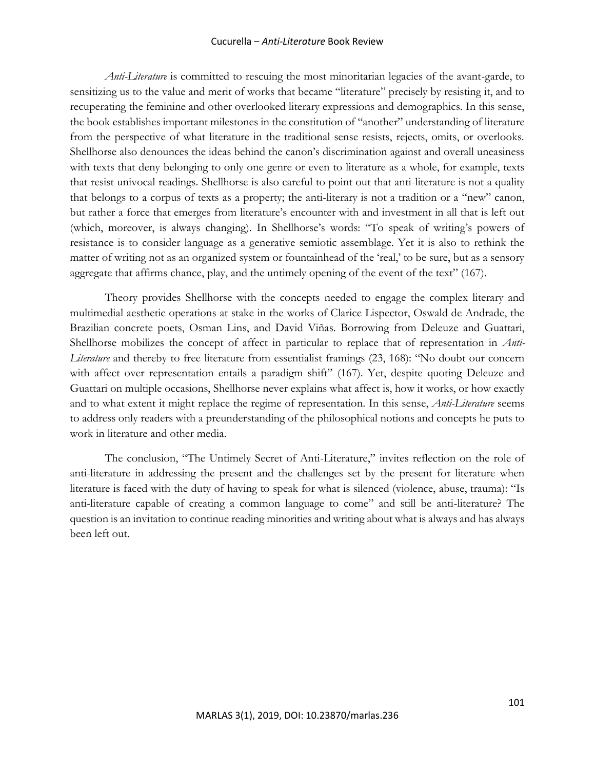*Anti-Literature* is committed to rescuing the most minoritarian legacies of the avant-garde, to sensitizing us to the value and merit of works that became "literature" precisely by resisting it, and to recuperating the feminine and other overlooked literary expressions and demographics. In this sense, the book establishes important milestones in the constitution of "another" understanding of literature from the perspective of what literature in the traditional sense resists, rejects, omits, or overlooks. Shellhorse also denounces the ideas behind the canon's discrimination against and overall uneasiness with texts that deny belonging to only one genre or even to literature as a whole, for example, texts that resist univocal readings. Shellhorse is also careful to point out that anti-literature is not a quality that belongs to a corpus of texts as a property; the anti-literary is not a tradition or a "new" canon, but rather a force that emerges from literature's encounter with and investment in all that is left out (which, moreover, is always changing). In Shellhorse's words: "To speak of writing's powers of resistance is to consider language as a generative semiotic assemblage. Yet it is also to rethink the matter of writing not as an organized system or fountainhead of the 'real,' to be sure, but as a sensory aggregate that affirms chance, play, and the untimely opening of the event of the text" (167).

Theory provides Shellhorse with the concepts needed to engage the complex literary and multimedial aesthetic operations at stake in the works of Clarice Lispector, Oswald de Andrade, the Brazilian concrete poets, Osman Lins, and David Viñas. Borrowing from Deleuze and Guattari, Shellhorse mobilizes the concept of affect in particular to replace that of representation in *Anti-Literature* and thereby to free literature from essentialist framings (23, 168): "No doubt our concern with affect over representation entails a paradigm shift" (167). Yet, despite quoting Deleuze and Guattari on multiple occasions, Shellhorse never explains what affect is, how it works, or how exactly and to what extent it might replace the regime of representation. In this sense, *Anti-Literature* seems to address only readers with a preunderstanding of the philosophical notions and concepts he puts to work in literature and other media.

The conclusion, "The Untimely Secret of Anti-Literature," invites reflection on the role of anti-literature in addressing the present and the challenges set by the present for literature when literature is faced with the duty of having to speak for what is silenced (violence, abuse, trauma): "Is anti-literature capable of creating a common language to come" and still be anti-literature? The question is an invitation to continue reading minorities and writing about what is always and has always been left out.